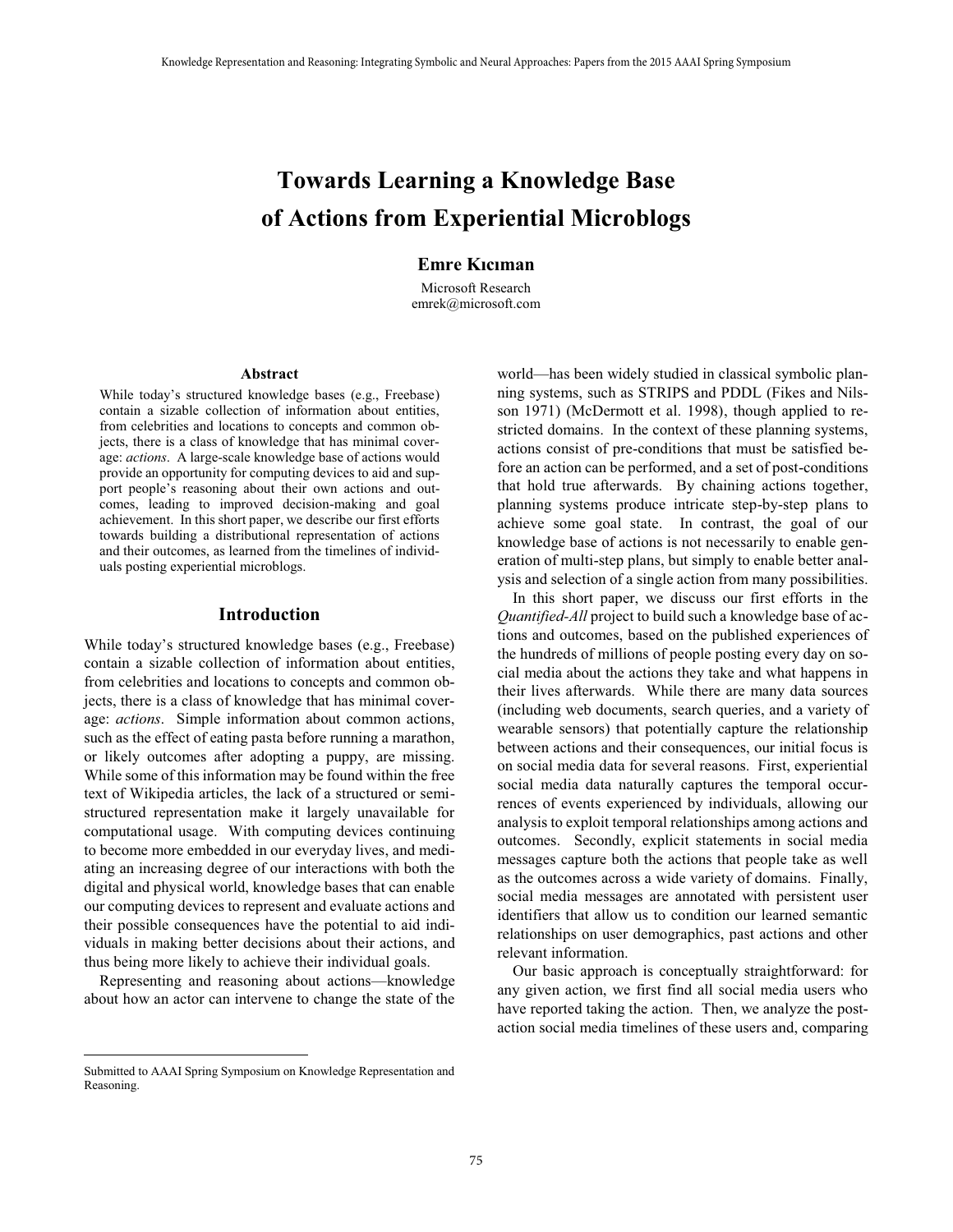// Knowledge Representation and Reasoning: Integrating Symbolic and Neural Approaches: Papers from the 2015 AAAI Spring Symposium

# Towards Learning a Knowledge Base of Actions from Experiential Microblogs

**Emre Kıcıman**

Microsoft Research
emrek@microsoft.com

## Abstract

While today's structured knowledge bases (e.g., Freebase) contain a sizable collection of information about entities, from celebrities and locations to concepts and common objects, there is a class of knowledge that has minimal coverage: *actions*. A large-scale knowledge base of actions would provide an opportunity for computing devices to aid and support people's reasoning about their own actions and outcomes, leading to improved decision-making and goal achievement. In this short paper, we describe our first efforts towards building a distributional representation of actions and their outcomes, as learned from the timelines of individuals posting experiential microblogs.

## Introduction

While today's structured knowledge bases (e.g., Freebase) contain a sizable collection of information about entities, from celebrities and locations to concepts and common objects, there is a class of knowledge that has minimal coverage: *actions*. Simple information about common actions, such as the effect of eating pasta before running a marathon, or likely outcomes after adopting a puppy, are missing. While some of this information may be found within the free text of Wikipedia articles, the lack of a structured or semi-structured representation make it largely unavailable for computational usage. With computing devices continuing to become more embedded in our everyday lives, and mediating an increasing degree of our interactions with both the digital and physical world, knowledge bases that can enable our computing devices to represent and evaluate actions and their possible consequences have the potential to aid individuals in making better decisions about their actions, and thus being more likely to achieve their individual goals.

Representing and reasoning about actions—knowledge about how an actor can intervene to change the state of the world—has been widely studied in classical symbolic planning systems, such as STRIPS and PDDL (Fikes and Nilsson 1971) (McDermott et al. 1998), though applied to restricted domains. In the context of these planning systems, actions consist of pre-conditions that must be satisfied before an action can be performed, and a set of post-conditions that hold true afterwards. By chaining actions together, planning systems produce intricate step-by-step plans to achieve some goal state. In contrast, the goal of our knowledge base of actions is not necessarily to enable generation of multi-step plans, but simply to enable better analysis and selection of a single action from many possibilities.

In this short paper, we discuss our first efforts in the *Quantified-All* project to build such a knowledge base of actions and outcomes, based on the published experiences of the hundreds of millions of people posting every day on social media about the actions they take and what happens in their lives afterwards. While there are many data sources (including web documents, search queries, and a variety of wearable sensors) that potentially capture the relationship between actions and their consequences, our initial focus is on social media data for several reasons. First, experiential social media data naturally captures the temporal occurrences of events experienced by individuals, allowing our analysis to exploit temporal relationships among actions and outcomes. Secondly, explicit statements in social media messages capture both the actions that people take as well as the outcomes across a wide variety of domains. Finally, social media messages are annotated with persistent user identifiers that allow us to condition our learned semantic relationships on user demographics, past actions and other relevant information.

Our basic approach is conceptually straightforward: for any given action, we first find all social media users who have reported taking the action. Then, we analyze the post-action social media timelines of these users and, comparing

Submitted to AAAI Spring Symposium on Knowledge Representation and Reasoning.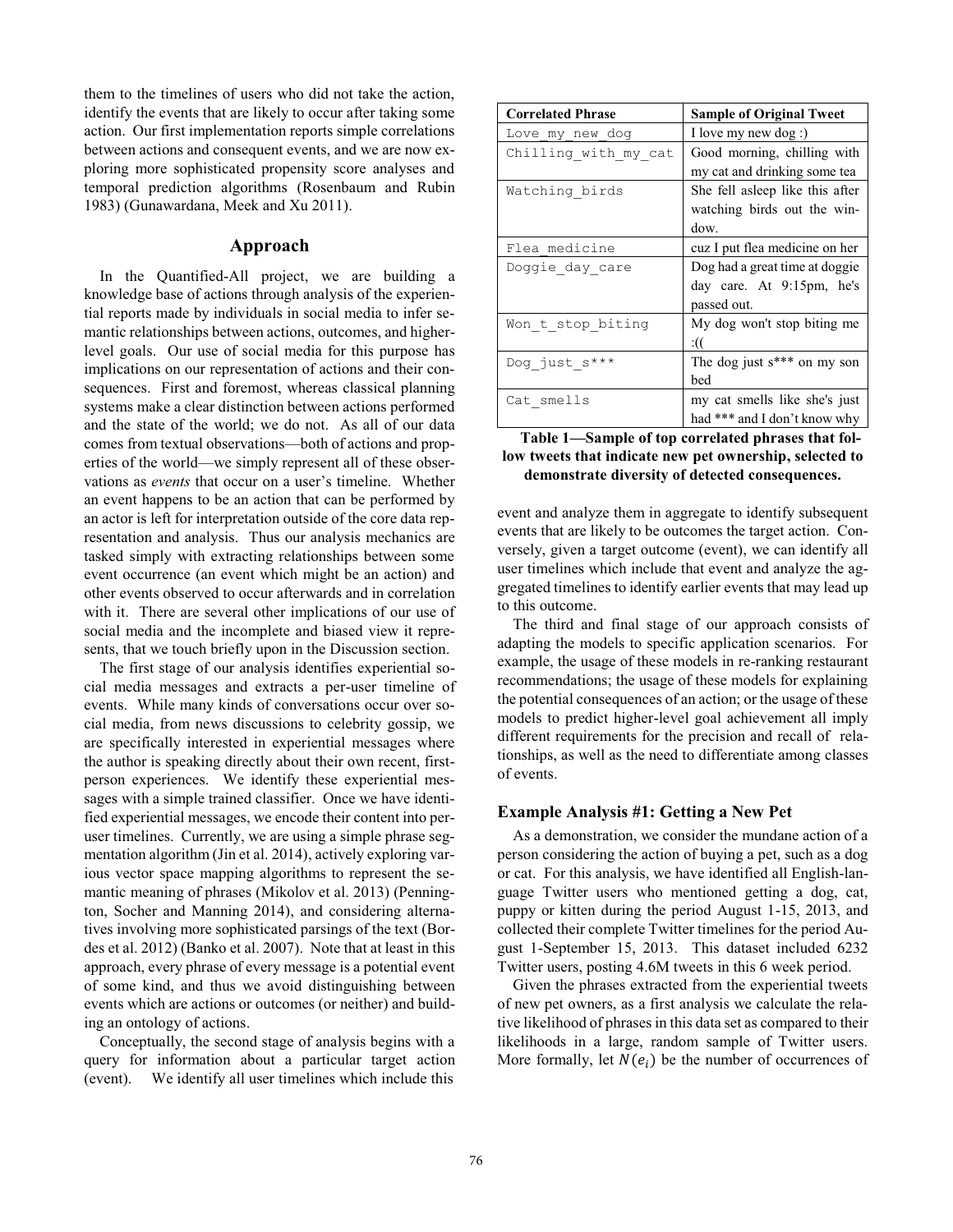them to the timelines of users who did not take the action, identify the events that are likely to occur after taking some action. Our first implementation reports simple correlations between actions and consequent events, and we are now exploring more sophisticated propensity score analyses and temporal prediction algorithms (Rosenbaum and Rubin 1983) (Gunawardana, Meek and Xu 2011).

## Approach

In the Quantified-All project, we are building a knowledge base of actions through analysis of the experiential reports made by individuals in social media to infer semantic relationships between actions, outcomes, and higher-level goals. Our use of social media for this purpose has implications on our representation of actions and their consequences. First and foremost, whereas classical planning systems make a clear distinction between actions performed and the state of the world; we do not. As all of our data comes from textual observations—both of actions and properties of the world—we simply represent all of these observations as *events* that occur on a user's timeline. Whether an event happens to be an action that can be performed by an actor is left for interpretation outside of the core data representation and analysis. Thus our analysis mechanics are tasked simply with extracting relationships between some event occurrence (an event which might be an action) and other events observed to occur afterwards and in correlation with it. There are several other implications of our use of social media and the incomplete and biased view it represents, that we touch briefly upon in the Discussion section.

The first stage of our analysis identifies experiential social media messages and extracts a per-user timeline of events. While many kinds of conversations occur over social media, from news discussions to celebrity gossip, we are specifically interested in experiential messages where the author is speaking directly about their own recent, first-person experiences. We identify these experiential messages with a simple trained classifier. Once we have identified experiential messages, we encode their content into per-user timelines. Currently, we are using a simple phrase segmentation algorithm (Jin et al. 2014), actively exploring various vector space mapping algorithms to represent the semantic meaning of phrases (Mikolov et al. 2013) (Pennington, Socher and Manning 2014), and considering alternatives involving more sophisticated parsings of the text (Bordes et al. 2012) (Banko et al. 2007). Note that at least in this approach, every phrase of every message is a potential event of some kind, and thus we avoid distinguishing between events which are actions or outcomes (or neither) and building an ontology of actions.

Conceptually, the second stage of analysis begins with a query for information about a particular target action (event). We identify all user timelines which include this event and analyze them in aggregate to identify subsequent events that are likely to be outcomes the target action. Conversely, given a target outcome (event), we can identify all user timelines which include that event and analyze the aggregated timelines to identify earlier events that may lead up to this outcome.

The third and final stage of our approach consists of adapting the models to specific application scenarios. For example, the usage of these models in re-ranking restaurant recommendations; the usage of these models for explaining the potential consequences of an action; or the usage of these models to predict higher-level goal achievement all imply different requirements for the precision and recall of relationships, as well as the need to differentiate among classes of events.

| Correlated Phrase | Sample of Original Tweet |
|---|---|
| `Love_my_new_dog` | I love my new dog :) |
| `Chilling_with_my_cat` | Good morning, chilling with my cat and drinking some tea |
| `Watching_birds` | She fell asleep like this after watching birds out the window. |
| `Flea_medicine` | cuz I put flea medicine on her |
| `Doggie_day_care` | Dog had a great time at doggie day care. At 9:15pm, he's passed out. |
| `Won_t_stop_biting` | My dog won't stop biting me :(( |
| `Dog_just_s***` | The dog just s*** on my son bed |
| `Cat_smells` | my cat smells like she's just had *** and I don't know why |

**Table 1—Sample of top correlated phrases that follow tweets that indicate new pet ownership, selected to demonstrate diversity of detected consequences.**

### Example Analysis #1: Getting a New Pet

As a demonstration, we consider the mundane action of a person considering the action of buying a pet, such as a dog or cat. For this analysis, we have identified all English-language Twitter users who mentioned getting a dog, cat, puppy or kitten during the period August 1-15, 2013, and collected their complete Twitter timelines for the period August 1-September 15, 2013. This dataset included 6232 Twitter users, posting 4.6M tweets in this 6 week period.

Given the phrases extracted from the experiential tweets of new pet owners, as a first analysis we calculate the relative likelihood of phrases in this data set as compared to their likelihoods in a large, random sample of Twitter users. More formally, let $N(e_i)$ be the number of occurrences of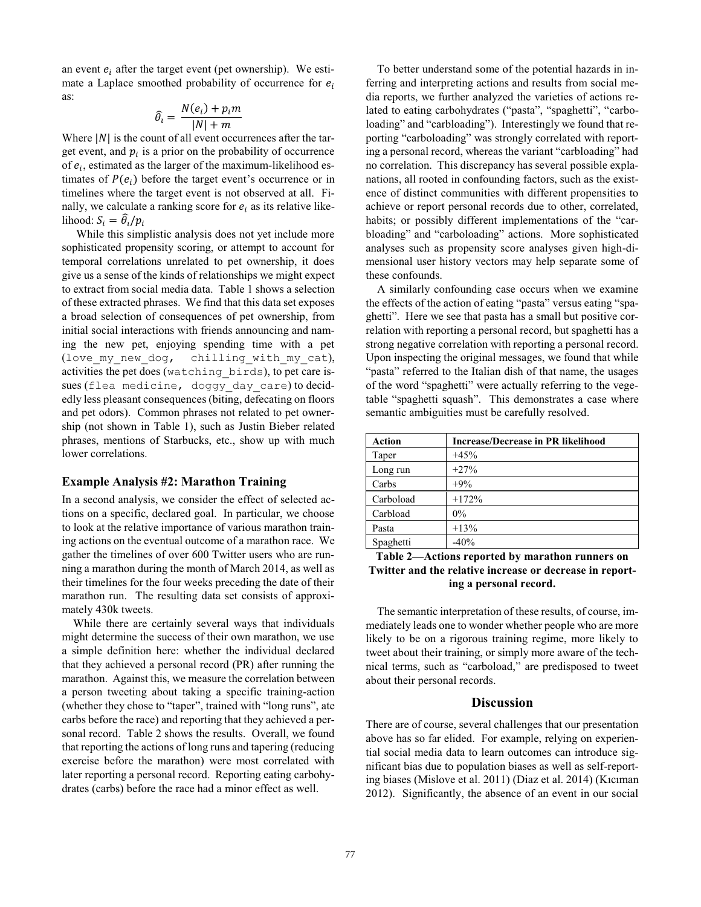an event $e_i$ after the target event (pet ownership). We estimate a Laplace smoothed probability of occurrence for $e_i$ as:

$$\widehat{\theta}_i = \frac{N(e_i) + p_i m}{|N| + m}$$

Where $|N|$ is the count of all event occurrences after the target event, and $p_i$ is a prior on the probability of occurrence of $e_i$, estimated as the larger of the maximum-likelihood estimates of $P(e_i)$ before the target event's occurrence or in timelines where the target event is not observed at all. Finally, we calculate a ranking score for $e_i$ as its relative likelihood: $S_i = \widehat{\theta}_i / p_i$

While this simplistic analysis does not yet include more sophisticated propensity scoring, or attempt to account for temporal correlations unrelated to pet ownership, it does give us a sense of the kinds of relationships we might expect to extract from social media data. Table 1 shows a selection of these extracted phrases. We find that this data set exposes a broad selection of consequences of pet ownership, from initial social interactions with friends announcing and naming the new pet, enjoying spending time with a pet (`love_my_new_dog`, `chilling_with_my_cat`), activities the pet does (`watching_birds`), to pet care issues (`flea medicine`, `doggy_day_care`) to decidedly less pleasant consequences (biting, defecating on floors and pet odors). Common phrases not related to pet ownership (not shown in Table 1), such as Justin Bieber related phrases, mentions of Starbucks, etc., show up with much lower correlations.

### Example Analysis #2: Marathon Training

In a second analysis, we consider the effect of selected actions on a specific, declared goal. In particular, we choose to look at the relative importance of various marathon training actions on the eventual outcome of a marathon race. We gather the timelines of over 600 Twitter users who are running a marathon during the month of March 2014, as well as their timelines for the four weeks preceding the date of their marathon run. The resulting data set consists of approximately 430k tweets.

While there are certainly several ways that individuals might determine the success of their own marathon, we use a simple definition here: whether the individual declared that they achieved a personal record (PR) after running the marathon. Against this, we measure the correlation between a person tweeting about taking a specific training-action (whether they chose to "taper", trained with "long runs", ate carbs before the race) and reporting that they achieved a personal record. Table 2 shows the results. Overall, we found that reporting the actions of long runs and tapering (reducing exercise before the marathon) were most correlated with later reporting a personal record. Reporting eating carbohydrates (carbs) before the race had a minor effect as well.

To better understand some of the potential hazards in inferring and interpreting actions and results from social media reports, we further analyzed the varieties of actions related to eating carbohydrates ("pasta", "spaghetti", "carboloading" and "carbloading"). Interestingly we found that reporting "carboloading" was strongly correlated with reporting a personal record, whereas the variant "carbloading" had no correlation. This discrepancy has several possible explanations, all rooted in confounding factors, such as the existence of distinct communities with different propensities to achieve or report personal records due to other, correlated, habits; or possibly different implementations of the "carbloading" and "carboloading" actions. More sophisticated analyses such as propensity score analyses given high-dimensional user history vectors may help separate some of these confounds.

A similarly confounding case occurs when we examine the effects of the action of eating "pasta" versus eating "spaghetti". Here we see that pasta has a small but positive correlation with reporting a personal record, but spaghetti has a strong negative correlation with reporting a personal record. Upon inspecting the original messages, we found that while "pasta" referred to the Italian dish of that name, the usages of the word "spaghetti" were actually referring to the vegetable "spaghetti squash". This demonstrates a case where semantic ambiguities must be carefully resolved.

| Action | Increase/Decrease in PR likelihood |
|---|---|
| Taper | +45% |
| Long run | +27% |
| Carbs | +9% |
| Carboload | +172% |
| Carbload | 0% |
| Pasta | +13% |
| Spaghetti | -40% |

**Table 2—Actions reported by marathon runners on Twitter and the relative increase or decrease in reporting a personal record.**

The semantic interpretation of these results, of course, immediately leads one to wonder whether people who are more likely to be on a rigorous training regime, more likely to tweet about their training, or simply more aware of the technical terms, such as "carboload," are predisposed to tweet about their personal records.

## Discussion

There are of course, several challenges that our presentation above has so far elided. For example, relying on experiential social media data to learn outcomes can introduce significant bias due to population biases as well as self-reporting biases (Mislove et al. 2011) (Diaz et al. 2014) (Kıcıman 2012). Significantly, the absence of an event in our social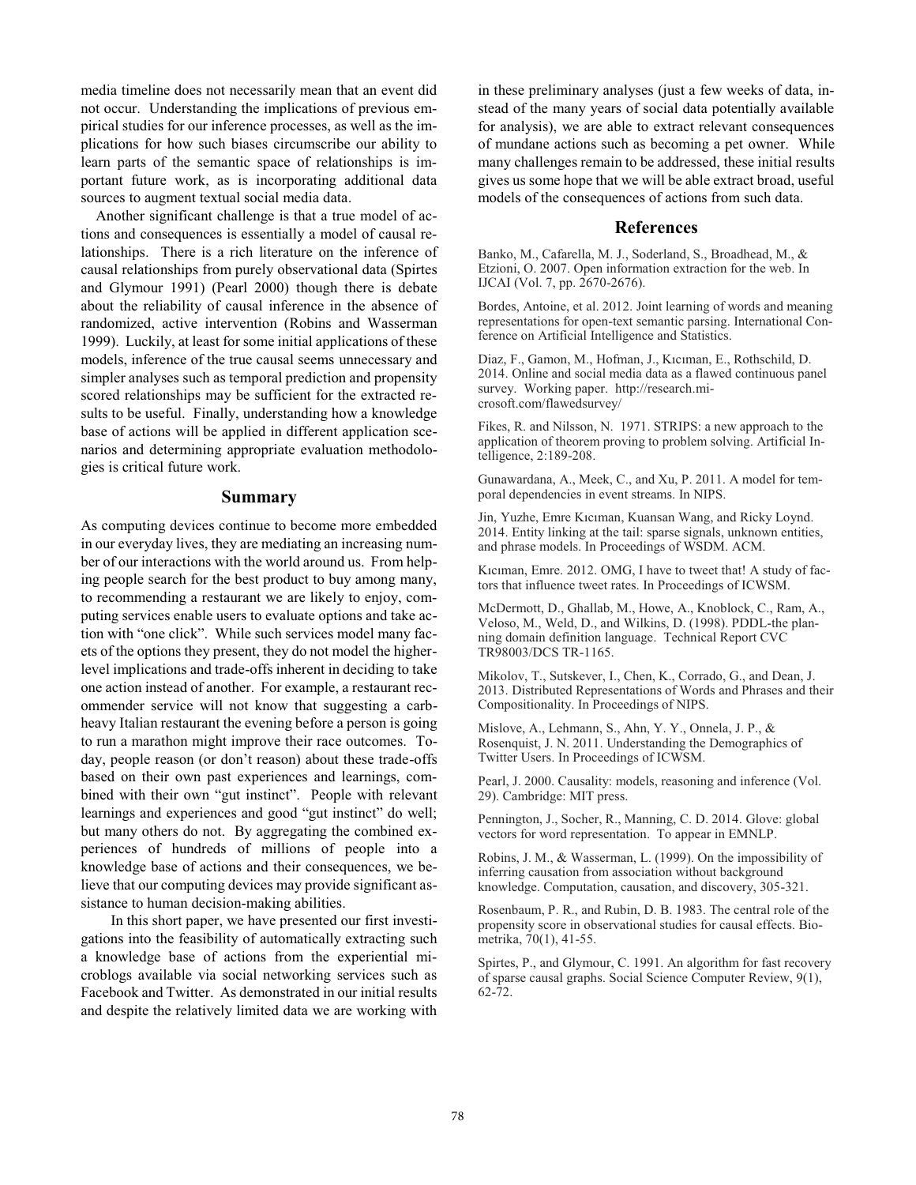media timeline does not necessarily mean that an event did not occur. Understanding the implications of previous empirical studies for our inference processes, as well as the implications for how such biases circumscribe our ability to learn parts of the semantic space of relationships is important future work, as is incorporating additional data sources to augment textual social media data.

Another significant challenge is that a true model of actions and consequences is essentially a model of causal relationships. There is a rich literature on the inference of causal relationships from purely observational data (Spirtes and Glymour 1991) (Pearl 2000) though there is debate about the reliability of causal inference in the absence of randomized, active intervention (Robins and Wasserman 1999). Luckily, at least for some initial applications of these models, inference of the true causal seems unnecessary and simpler analyses such as temporal prediction and propensity scored relationships may be sufficient for the extracted results to be useful. Finally, understanding how a knowledge base of actions will be applied in different application scenarios and determining appropriate evaluation methodologies is critical future work.

## Summary

As computing devices continue to become more embedded in our everyday lives, they are mediating an increasing number of our interactions with the world around us. From helping people search for the best product to buy among many, to recommending a restaurant we are likely to enjoy, computing services enable users to evaluate options and take action with "one click". While such services model many facets of the options they present, they do not model the higher-level implications and trade-offs inherent in deciding to take one action instead of another. For example, a restaurant recommender service will not know that suggesting a carb-heavy Italian restaurant the evening before a person is going to run a marathon might improve their race outcomes. Today, people reason (or don't reason) about these trade-offs based on their own past experiences and learnings, combined with their own "gut instinct". People with relevant learnings and experiences and good "gut instinct" do well; but many others do not. By aggregating the combined experiences of hundreds of millions of people into a knowledge base of actions and their consequences, we believe that our computing devices may provide significant assistance to human decision-making abilities.

In this short paper, we have presented our first investigations into the feasibility of automatically extracting such a knowledge base of actions from the experiential microblogs available via social networking services such as Facebook and Twitter. As demonstrated in our initial results and despite the relatively limited data we are working with in these preliminary analyses (just a few weeks of data, instead of the many years of social data potentially available for analysis), we are able to extract relevant consequences of mundane actions such as becoming a pet owner. While many challenges remain to be addressed, these initial results gives us some hope that we will be able extract broad, useful models of the consequences of actions from such data.

## References

Banko, M., Cafarella, M. J., Soderland, S., Broadhead, M., & Etzioni, O. 2007. Open information extraction for the web. In IJCAI (Vol. 7, pp. 2670-2676).

Bordes, Antoine, et al. 2012. Joint learning of words and meaning representations for open-text semantic parsing. International Conference on Artificial Intelligence and Statistics.

Diaz, F., Gamon, M., Hofman, J., Kıcıman, E., Rothschild, D. 2014. Online and social media data as a flawed continuous panel survey. Working paper. http://research.microsoft.com/flawedsurvey/

Fikes, R. and Nilsson, N. 1971. STRIPS: a new approach to the application of theorem proving to problem solving. Artificial Intelligence, 2:189-208.

Gunawardana, A., Meek, C., and Xu, P. 2011. A model for temporal dependencies in event streams. In NIPS.

Jin, Yuzhe, Emre Kıcıman, Kuansan Wang, and Ricky Loynd. 2014. Entity linking at the tail: sparse signals, unknown entities, and phrase models. In Proceedings of WSDM. ACM.

Kıcıman, Emre. 2012. OMG, I have to tweet that! A study of factors that influence tweet rates. In Proceedings of ICWSM.

McDermott, D., Ghallab, M., Howe, A., Knoblock, C., Ram, A., Veloso, M., Weld, D., and Wilkins, D. (1998). PDDL-the planning domain definition language. Technical Report CVC TR98003/DCS TR-1165.

Mikolov, T., Sutskever, I., Chen, K., Corrado, G., and Dean, J. 2013. Distributed Representations of Words and Phrases and their Compositionality. In Proceedings of NIPS.

Mislove, A., Lehmann, S., Ahn, Y. Y., Onnela, J. P., & Rosenquist, J. N. 2011. Understanding the Demographics of Twitter Users. In Proceedings of ICWSM.

Pearl, J. 2000. Causality: models, reasoning and inference (Vol. 29). Cambridge: MIT press.

Pennington, J., Socher, R., Manning, C. D. 2014. Glove: global vectors for word representation. To appear in EMNLP.

Robins, J. M., & Wasserman, L. (1999). On the impossibility of inferring causation from association without background knowledge. Computation, causation, and discovery, 305-321.

Rosenbaum, P. R., and Rubin, D. B. 1983. The central role of the propensity score in observational studies for causal effects. Biometrika, 70(1), 41-55.

Spirtes, P., and Glymour, C. 1991. An algorithm for fast recovery of sparse causal graphs. Social Science Computer Review, 9(1), 62-72.